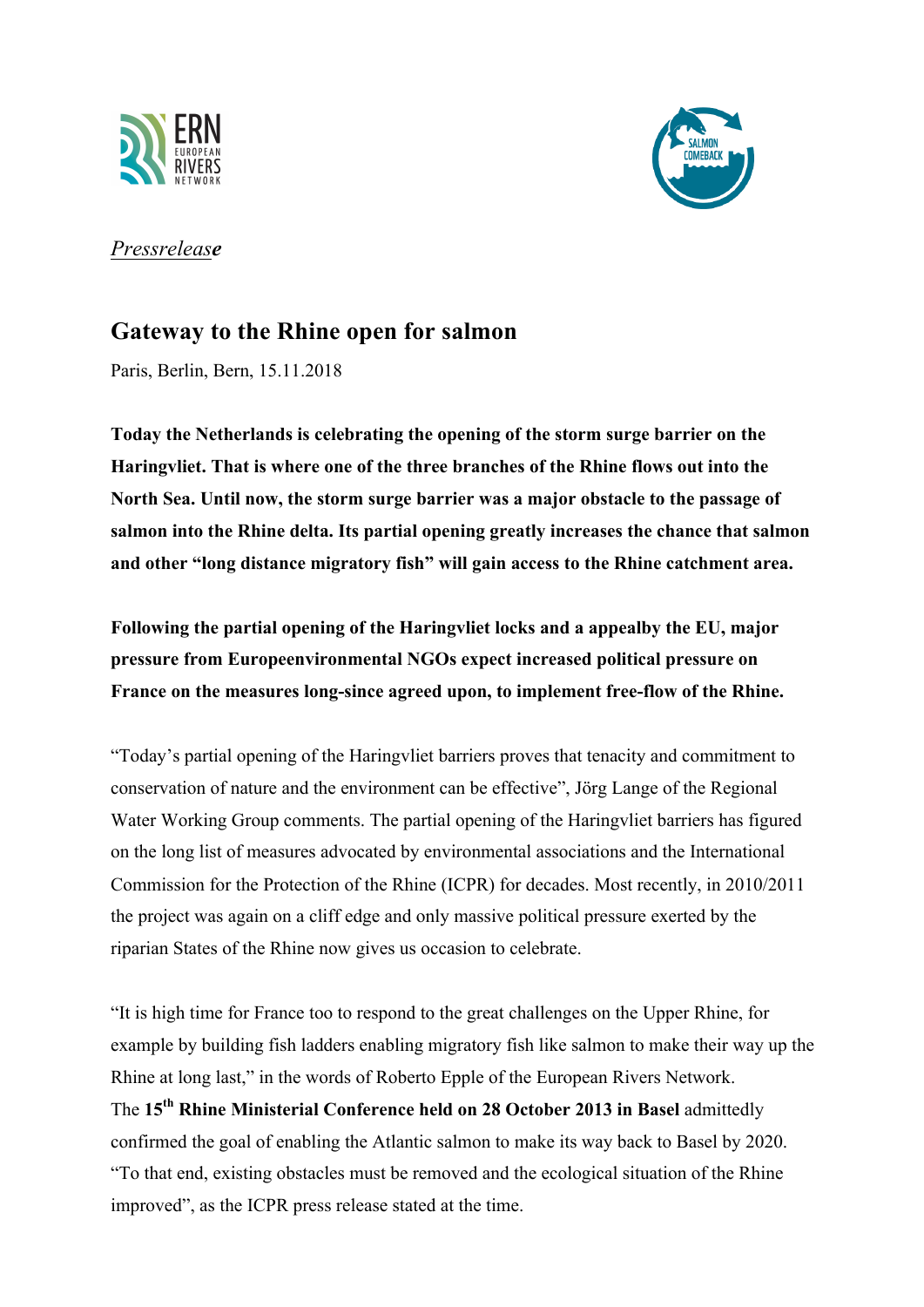*Pressrelease*

## Gateway to the Rhine open for salmon

Paris, Berlin, Bern, 15.11.2018

**Today the Netherlands is celebrating the opening of the storm surge barrier on the Haringvliet. That is where one of the three branches of the Rhine flows out into the North Sea. Until now, the storm surge barrier was a major obstacle to the passage of salmon into the Rhine delta. Its partial opening greatly increases the chance that salmon and other "long distance migratory fish" will gain access to the Rhine catchment area.**

**Following the partial opening of the Haringvliet locks and a appealby the EU, major pressure from Europeenvironmental NGOs expect increased political pressure on France on the measures long-since agreed upon, to implement free-flow of the Rhine.**

"Today's partial opening of the Haringvliet barriers proves that tenacity and commitment to conservation of nature and the environment can be effective", Jörg Lange of the Regional Water Working Group comments. The partial opening of the Haringvliet barriers has figured on the long list of measures advocated by environmental associations and the International Commission for the Protection of the Rhine (ICPR) for decades. Most recently, in 2010/2011 the project was again on a cliff edge and only massive political pressure exerted by the riparian States of the Rhine now gives us occasion to celebrate.

"It is high time for France too to respond to the great challenges on the Upper Rhine, for example by building fish ladders enabling migratory fish like salmon to make their way up the Rhine at long last," in the words of Roberto Epple of the European Rivers Network.
The **15th Rhine Ministerial Conference held on 28 October 2013 in Basel** admittedly confirmed the goal of enabling the Atlantic salmon to make its way back to Basel by 2020. "To that end, existing obstacles must be removed and the ecological situation of the Rhine improved", as the ICPR press release stated at the time.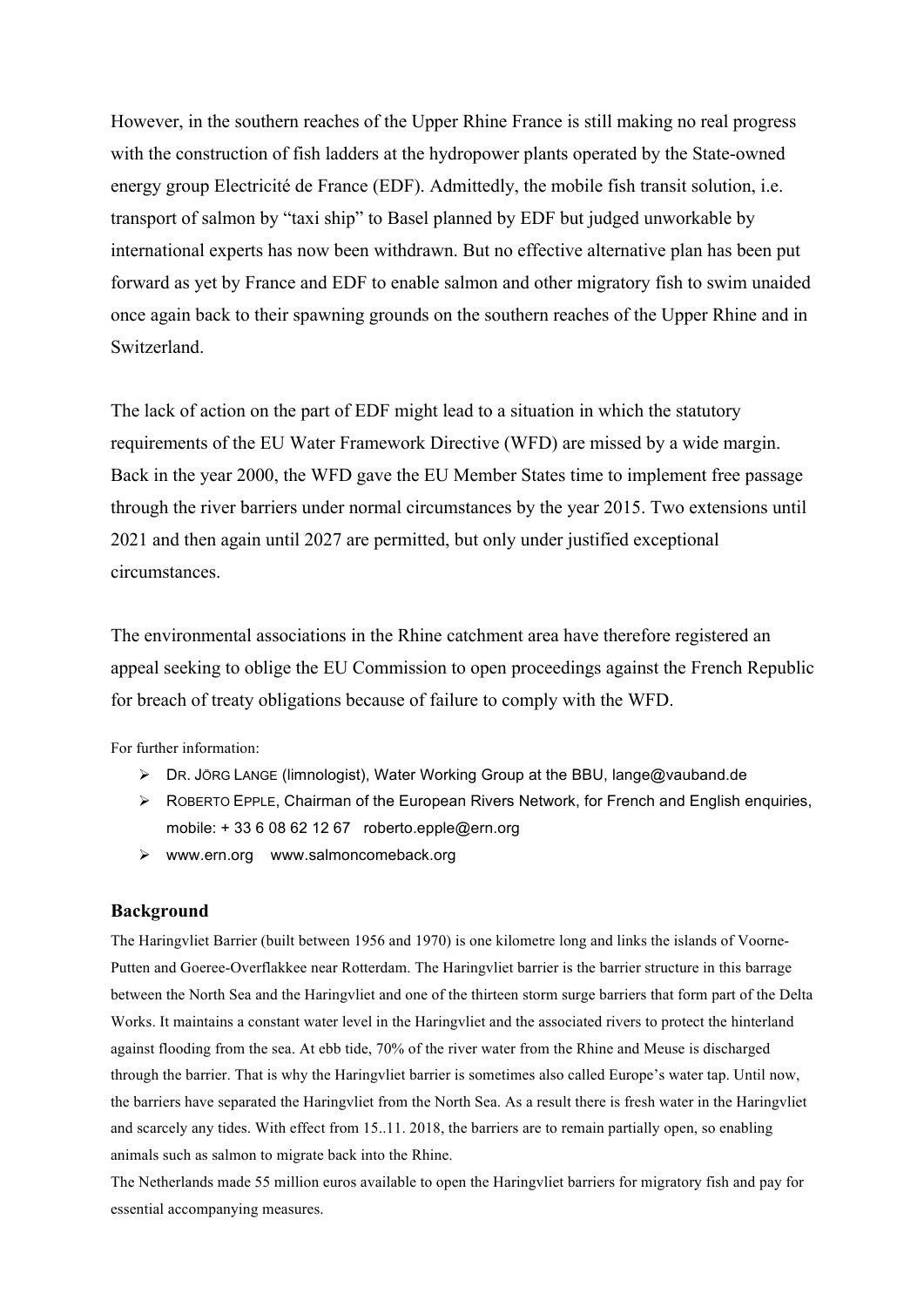However, in the southern reaches of the Upper Rhine France is still making no real progress with the construction of fish ladders at the hydropower plants operated by the State-owned energy group Electricité de France (EDF). Admittedly, the mobile fish transit solution, i.e. transport of salmon by "taxi ship" to Basel planned by EDF but judged unworkable by international experts has now been withdrawn. But no effective alternative plan has been put forward as yet by France and EDF to enable salmon and other migratory fish to swim unaided once again back to their spawning grounds on the southern reaches of the Upper Rhine and in Switzerland.

The lack of action on the part of EDF might lead to a situation in which the statutory requirements of the EU Water Framework Directive (WFD) are missed by a wide margin. Back in the year 2000, the WFD gave the EU Member States time to implement free passage through the river barriers under normal circumstances by the year 2015. Two extensions until 2021 and then again until 2027 are permitted, but only under justified exceptional circumstances.

The environmental associations in the Rhine catchment area have therefore registered an appeal seeking to oblige the EU Commission to open proceedings against the French Republic for breach of treaty obligations because of failure to comply with the WFD.

For further information:

- DR. JÖRG LANGE (limnologist), Water Working Group at the BBU, lange@vauband.de
- ROBERTO EPPLE, Chairman of the European Rivers Network, for French and English enquiries, mobile: + 33 6 08 62 12 67 roberto.epple@ern.org
- www.ern.org www.salmoncomeback.org

## Background

The Haringvliet Barrier (built between 1956 and 1970) is one kilometre long and links the islands of Voorne-Putten and Goeree-Overflakkee near Rotterdam. The Haringvliet barrier is the barrier structure in this barrage between the North Sea and the Haringvliet and one of the thirteen storm surge barriers that form part of the Delta Works. It maintains a constant water level in the Haringvliet and the associated rivers to protect the hinterland against flooding from the sea. At ebb tide, 70% of the river water from the Rhine and Meuse is discharged through the barrier. That is why the Haringvliet barrier is sometimes also called Europe's water tap. Until now, the barriers have separated the Haringvliet from the North Sea. As a result there is fresh water in the Haringvliet and scarcely any tides. With effect from 15..11. 2018, the barriers are to remain partially open, so enabling animals such as salmon to migrate back into the Rhine.

The Netherlands made 55 million euros available to open the Haringvliet barriers for migratory fish and pay for essential accompanying measures.